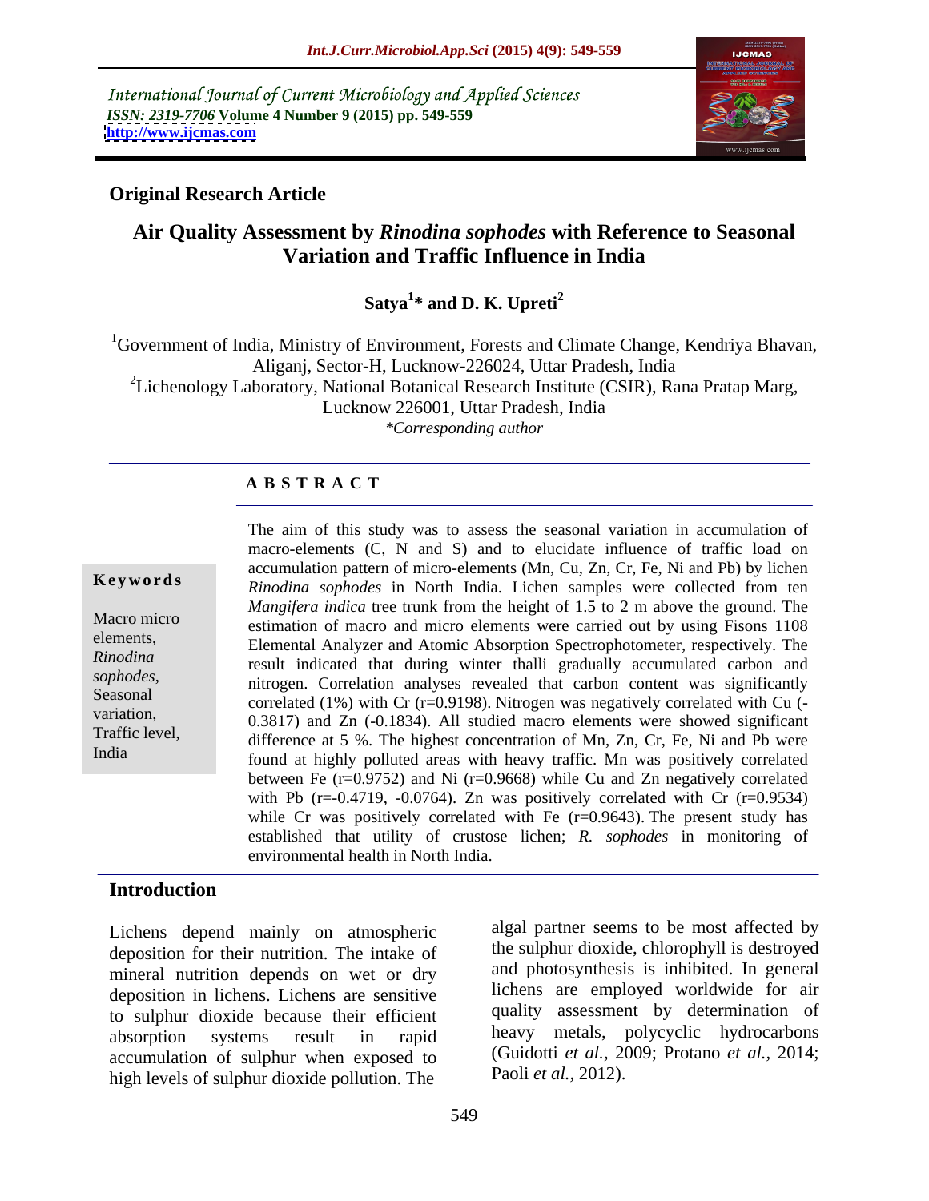International Journal of Current Microbiology and Applied Sciences
*ISSN: 2319-7706* **Volume 4 Number 9 (2015) pp. 549-559**
**http://www.ijcmas.com**

**Original Research Article**

# Air Quality Assessment by *Rinodina sophodes* with Reference to Seasonal Variation and Traffic Influence in India

**Satya[1]* and D. K. Upreti[2]**

[1]Government of India, Ministry of Environment, Forests and Climate Change, Kendriya Bhavan, Aliganj, Sector-H, Lucknow-226024, Uttar Pradesh, India
[2]Lichenology Laboratory, National Botanical Research Institute (CSIR), Rana Pratap Marg, Lucknow 226001, Uttar Pradesh, India
*\*Corresponding author*

## A B S T R A C T

**Keywords**

Macro micro elements, *Rinodina sophodes*, Seasonal variation, Traffic level, India

The aim of this study was to assess the seasonal variation in accumulation of macro-elements (C, N and S) and to elucidate influence of traffic load on accumulation pattern of micro-elements (Mn, Cu, Zn, Cr, Fe, Ni and Pb) by lichen *Rinodina sophodes* in North India. Lichen samples were collected from ten *Mangifera indica* tree trunk from the height of 1.5 to 2 m above the ground. The estimation of macro and micro elements were carried out by using Fisons 1108 Elemental Analyzer and Atomic Absorption Spectrophotometer, respectively. The result indicated that during winter thalli gradually accumulated carbon and nitrogen. Correlation analyses revealed that carbon content was significantly correlated (1%) with Cr (r=0.9198). Nitrogen was negatively correlated with Cu (-0.3817) and Zn (-0.1834). All studied macro elements were showed significant difference at 5 %. The highest concentration of Mn, Zn, Cr, Fe, Ni and Pb were found at highly polluted areas with heavy traffic. Mn was positively correlated between Fe (r=0.9752) and Ni (r=0.9668) while Cu and Zn negatively correlated with Pb (r=-0.4719, -0.0764). Zn was positively correlated with Cr (r=0.9534) while Cr was positively correlated with Fe (r=0.9643). The present study has established that utility of crustose lichen; *R. sophodes* in monitoring of environmental health in North India.

## Introduction

Lichens depend mainly on atmospheric deposition for their nutrition. The intake of mineral nutrition depends on wet or dry deposition in lichens. Lichens are sensitive to sulphur dioxide because their efficient absorption systems result in rapid accumulation of sulphur when exposed to high levels of sulphur dioxide pollution. The algal partner seems to be most affected by the sulphur dioxide, chlorophyll is destroyed and photosynthesis is inhibited. In general lichens are employed worldwide for air quality assessment by determination of heavy metals, polycyclic hydrocarbons (Guidotti *et al.,* 2009; Protano *et al.,* 2014; Paoli *et al.,* 2012).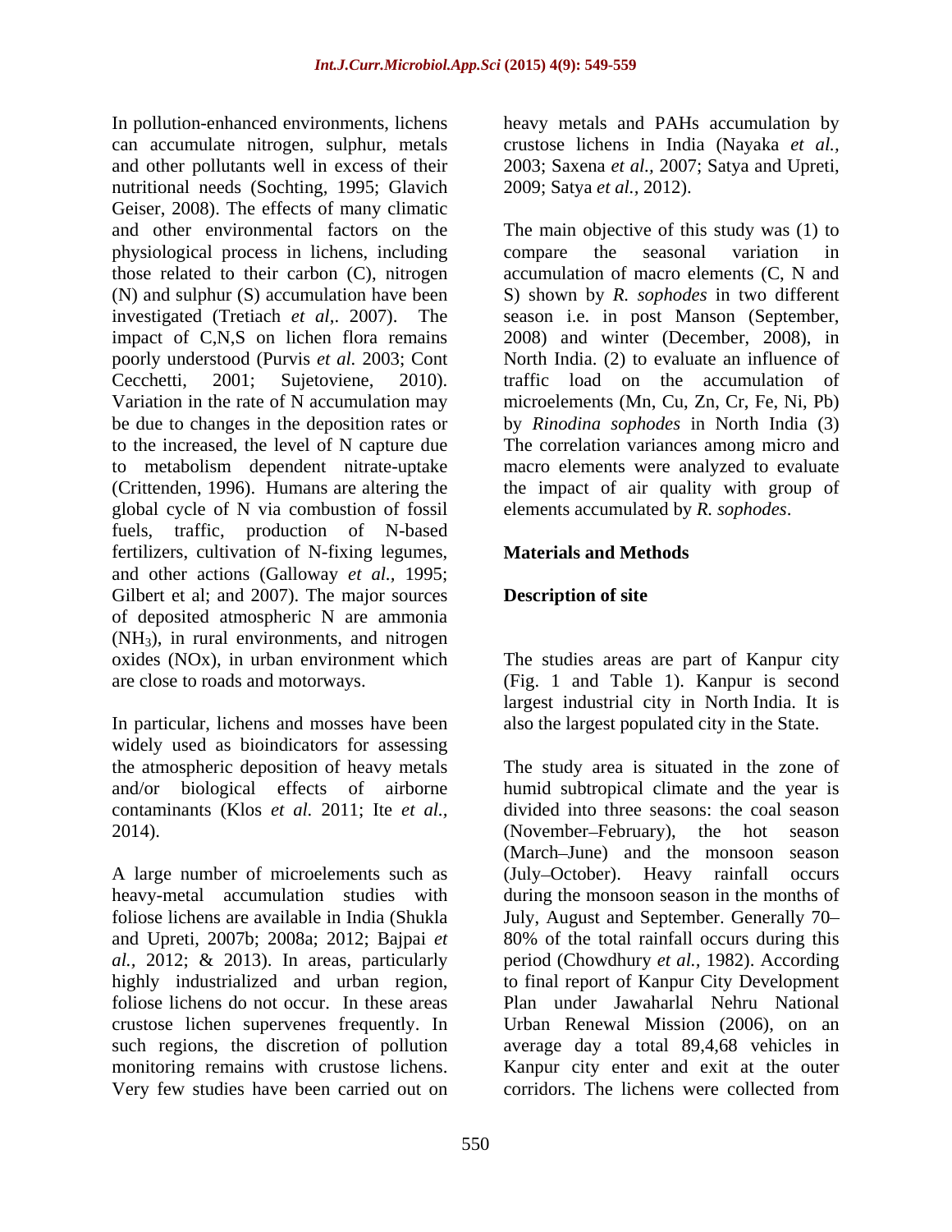In pollution-enhanced environments, lichens can accumulate nitrogen, sulphur, metals and other pollutants well in excess of their nutritional needs (Sochting, 1995; Glavich Geiser, 2008). The effects of many climatic and other environmental factors on the physiological process in lichens, including those related to their carbon (C), nitrogen (N) and sulphur (S) accumulation have been investigated (Tretiach *et al*,. 2007). The impact of C,N,S on lichen flora remains poorly understood (Purvis *et al.* 2003; Cont Cecchetti, 2001; Sujetoviene, 2010). Variation in the rate of N accumulation may be due to changes in the deposition rates or to the increased, the level of N capture due to metabolism dependent nitrate-uptake (Crittenden, 1996). Humans are altering the global cycle of N via combustion of fossil fuels, traffic, production of N-based fertilizers, cultivation of N-fixing legumes, and other actions (Galloway *et al.,* 1995; Gilbert et al; and 2007). The major sources of deposited atmospheric N are ammonia ($NH_3$), in rural environments, and nitrogen oxides (NOx), in urban environment which are close to roads and motorways.

In particular, lichens and mosses have been widely used as bioindicators for assessing the atmospheric deposition of heavy metals and/or biological effects of airborne contaminants (Klos *et al.* 2011; Ite *et al.,* 2014).

A large number of microelements such as heavy-metal accumulation studies with foliose lichens are available in India (Shukla and Upreti, 2007b; 2008a; 2012; Bajpai *et al.,* 2012; & 2013). In areas, particularly highly industrialized and urban region, foliose lichens do not occur. In these areas crustose lichen supervenes frequently. In such regions, the discretion of pollution monitoring remains with crustose lichens. Very few studies have been carried out on heavy metals and PAHs accumulation by crustose lichens in India (Nayaka *et al.,* 2003; Saxena *et al.,* 2007; Satya and Upreti, 2009; Satya *et al.,* 2012).

The main objective of this study was (1) to compare the seasonal variation in accumulation of macro elements (C, N and S) shown by *R. sophodes* in two different season i.e. in post Manson (September, 2008) and winter (December, 2008), in North India. (2) to evaluate an influence of traffic load on the accumulation of microelements (Mn, Cu, Zn, Cr, Fe, Ni, Pb) by *Rinodina sophodes* in North India (3) The correlation variances among micro and macro elements were analyzed to evaluate the impact of air quality with group of elements accumulated by *R. sophodes*.

## Materials and Methods

### Description of site

The studies areas are part of Kanpur city (Fig. 1 and Table 1). Kanpur is second largest industrial city in North India. It is also the largest populated city in the State.

The study area is situated in the zone of humid subtropical climate and the year is divided into three seasons: the coal season (November–February), the hot season (March–June) and the monsoon season (July–October). Heavy rainfall occurs during the monsoon season in the months of July, August and September. Generally 70–80% of the total rainfall occurs during this period (Chowdhury *et al.,* 1982). According to final report of Kanpur City Development Plan under Jawaharlal Nehru National Urban Renewal Mission (2006), on an average day a total 89,4,68 vehicles in Kanpur city enter and exit at the outer corridors. The lichens were collected from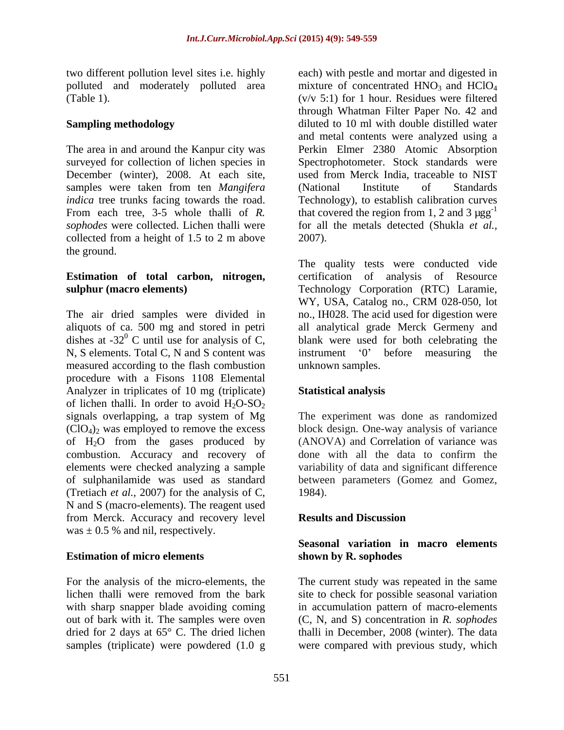two different pollution level sites i.e. highly polluted and moderately polluted area (Table 1).

## Sampling methodology

The area in and around the Kanpur city was surveyed for collection of lichen species in December (winter), 2008. At each site, samples were taken from ten *Mangifera indica* tree trunks facing towards the road. From each tree, 3-5 whole thalli of *R. sophodes* were collected. Lichen thalli were collected from a height of 1.5 to 2 m above the ground.

## Estimation of total carbon, nitrogen, sulphur (macro elements)

The air dried samples were divided in aliquots of ca. 500 mg and stored in petri dishes at $-32^0$ C until use for analysis of C, N, S elements. Total C, N and S content was measured according to the flash combustion procedure with a Fisons 1108 Elemental Analyzer in triplicates of 10 mg (triplicate) of lichen thalli. In order to avoid $H_2O$-$SO_2$ signals overlapping, a trap system of $Mg(ClO_4)_2$ was employed to remove the excess of $H_2O$ from the gases produced by combustion. Accuracy and recovery of elements were checked analyzing a sample of sulphanilamide was used as standard (Tretiach *et al.,* 2007) for the analysis of C, N and S (macro-elements). The reagent used from Merck. Accuracy and recovery level was ± 0.5 % and nil, respectively.

## Estimation of micro elements

For the analysis of the micro-elements, the lichen thalli were removed from the bark with sharp snapper blade avoiding coming out of bark with it. The samples were oven dried for 2 days at 65° C. The dried lichen samples (triplicate) were powdered (1.0 g each) with pestle and mortar and digested in mixture of concentrated $HNO_3$ and $HClO_4$ (v/v 5:1) for 1 hour. Residues were filtered through Whatman Filter Paper No. 42 and diluted to 10 ml with double distilled water and metal contents were analyzed using a Perkin Elmer 2380 Atomic Absorption Spectrophotometer. Stock standards were used from Merck India, traceable to NIST (National Institute of Standards Technology), to establish calibration curves that covered the region from 1, 2 and 3 $\mu g g^{-1}$ for all the metals detected (Shukla *et al.,* 2007).

The quality tests were conducted vide certification of analysis of Resource Technology Corporation (RTC) Laramie, WY, USA, Catalog no., CRM 028-050, lot no., IH028. The acid used for digestion were all analytical grade Merck Germeny and blank were used for both celebrating the instrument '0' before measuring the unknown samples.

## Statistical analysis

The experiment was done as randomized block design. One-way analysis of variance (ANOVA) and Correlation of variance was done with all the data to confirm the variability of data and significant difference between parameters (Gomez and Gomez, 1984).

# Results and Discussion

## Seasonal variation in macro elements shown by R. sophodes

The current study was repeated in the same site to check for possible seasonal variation in accumulation pattern of macro-elements (C, N, and S) concentration in *R. sophodes* thalli in December, 2008 (winter). The data were compared with previous study, which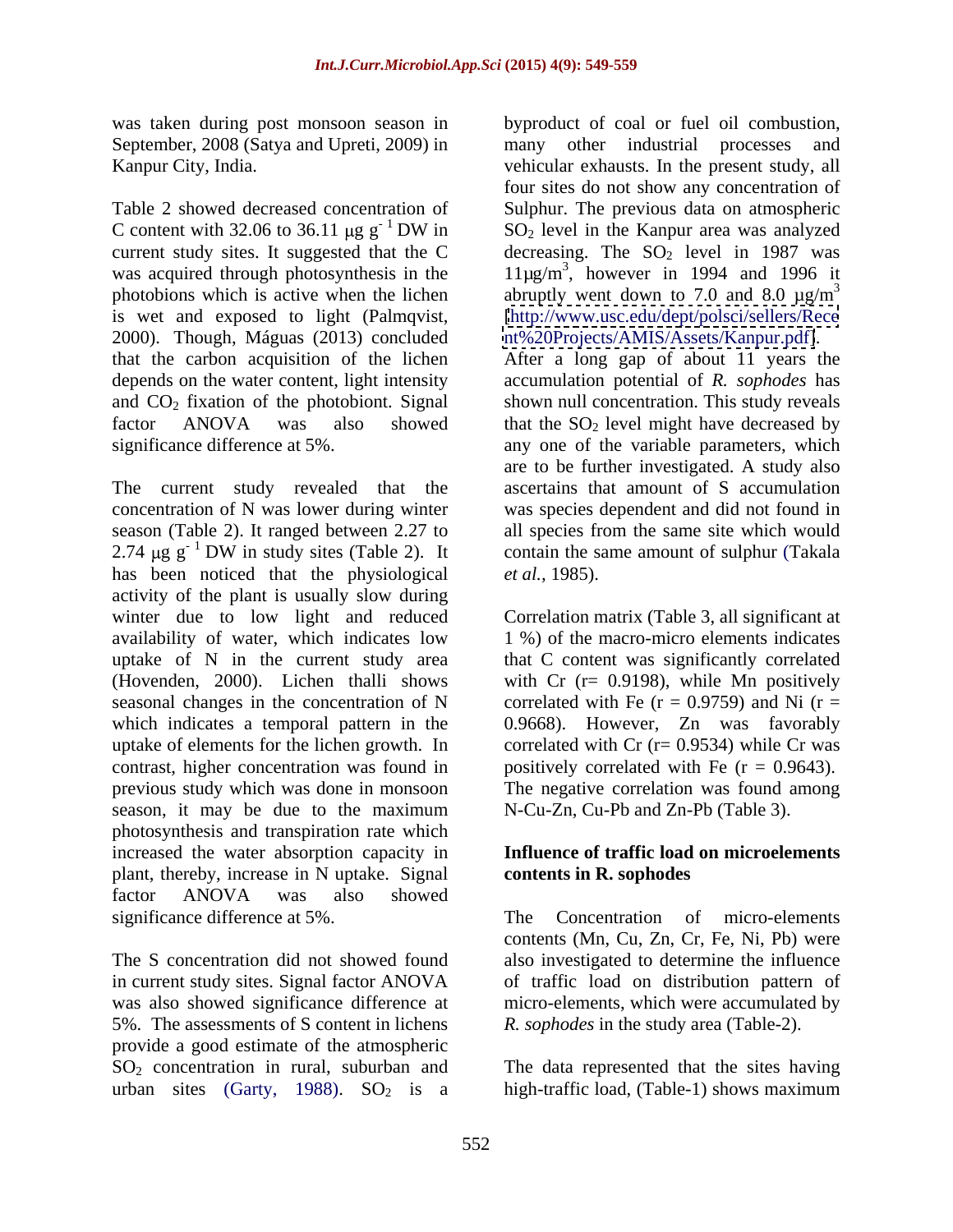was taken during post monsoon season in September, 2008 (Satya and Upreti, 2009) in Kanpur City, India.

Table 2 showed decreased concentration of C content with 32.06 to 36.11 μg g$^{-1}$ DW in current study sites. It suggested that the C was acquired through photosynthesis in the photobions which is active when the lichen is wet and exposed to light (Palmqvist, 2000). Though, Máguas (2013) concluded that the carbon acquisition of the lichen depends on the water content, light intensity and $CO_2$ fixation of the photobiont. Signal factor ANOVA was also showed significance difference at 5%.

The current study revealed that the concentration of N was lower during winter season (Table 2). It ranged between 2.27 to 2.74 μg g$^{-1}$ DW in study sites (Table 2). It has been noticed that the physiological activity of the plant is usually slow during winter due to low light and reduced availability of water, which indicates low uptake of N in the current study area (Hovenden, 2000). Lichen thalli shows seasonal changes in the concentration of N which indicates a temporal pattern in the uptake of elements for the lichen growth. In contrast, higher concentration was found in previous study which was done in monsoon season, it may be due to the maximum photosynthesis and transpiration rate which increased the water absorption capacity in plant, thereby, increase in N uptake. Signal factor ANOVA was also showed significance difference at 5%.

The S concentration did not showed found in current study sites. Signal factor ANOVA was also showed significance difference at 5%. The assessments of S content in lichens provide a good estimate of the atmospheric $SO_2$ concentration in rural, suburban and urban sites (Garty, 1988). $SO_2$ is a byproduct of coal or fuel oil combustion, many other industrial processes and vehicular exhausts. In the present study, all four sites do not show any concentration of Sulphur. The previous data on atmospheric $SO_2$ level in the Kanpur area was analyzed decreasing. The $SO_2$ level in 1987 was 11μg/m$^3$, however in 1994 and 1996 it abruptly went down to 7.0 and 8.0 μg/m$^3$ [http://www.usc.edu/dept/polsci/sellers/Recent%20Projects/AMIS/Assets/Kanpur.pdf]. After a long gap of about 11 years the accumulation potential of *R. sophodes* has shown null concentration. This study reveals that the $SO_2$ level might have decreased by any one of the variable parameters, which are to be further investigated. A study also ascertains that amount of S accumulation was species dependent and did not found in all species from the same site which would contain the same amount of sulphur (Takala *et al.*, 1985).

Correlation matrix (Table 3, all significant at 1 %) of the macro-micro elements indicates that C content was significantly correlated with Cr (r= 0.9198), while Mn positively correlated with Fe (r = 0.9759) and Ni (r = 0.9668). However, Zn was favorably correlated with Cr (r= 0.9534) while Cr was positively correlated with Fe (r = 0.9643). The negative correlation was found among N-Cu-Zn, Cu-Pb and Zn-Pb (Table 3).

### Influence of traffic load on microelements contents in R. sophodes

The Concentration of micro-elements contents (Mn, Cu, Zn, Cr, Fe, Ni, Pb) were also investigated to determine the influence of traffic load on distribution pattern of micro-elements, which were accumulated by *R. sophodes* in the study area (Table-2).

The data represented that the sites having high-traffic load, (Table-1) shows maximum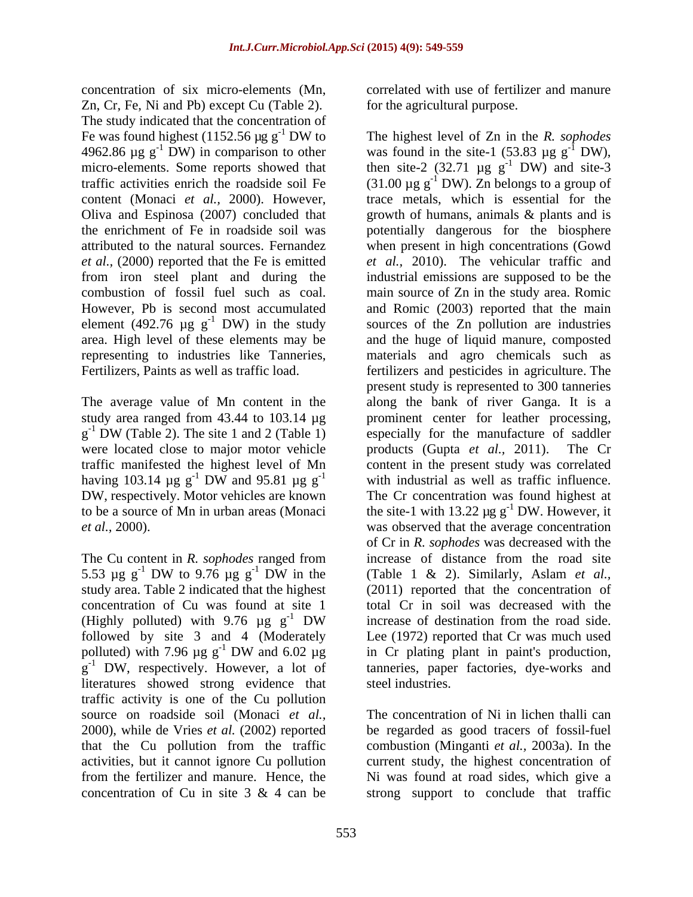concentration of six micro-elements (Mn, Zn, Cr, Fe, Ni and Pb) except Cu (Table 2). The study indicated that the concentration of Fe was found highest (1152.56 µg $g^{-1}$ DW to 4962.86 µg $g^{-1}$ DW) in comparison to other micro-elements. Some reports showed that traffic activities enrich the roadside soil Fe content (Monaci *et al.,* 2000). However, Oliva and Espinosa (2007) concluded that the enrichment of Fe in roadside soil was attributed to the natural sources. Fernandez *et al.,* (2000) reported that the Fe is emitted from iron steel plant and during the combustion of fossil fuel such as coal. However, Pb is second most accumulated element (492.76 µg $g^{-1}$ DW) in the study area. High level of these elements may be representing to industries like Tanneries, Fertilizers, Paints as well as traffic load.

The average value of Mn content in the study area ranged from 43.44 to 103.14 µg $g^{-1}$ DW (Table 2). The site 1 and 2 (Table 1) were located close to major motor vehicle traffic manifested the highest level of Mn having 103.14 µg $g^{-1}$ DW and 95.81 µg $g^{-1}$ DW, respectively. Motor vehicles are known to be a source of Mn in urban areas (Monaci *et al.,* 2000).

The Cu content in *R. sophodes* ranged from 5.53 µg $g^{-1}$ DW to 9.76 µg $g^{-1}$ DW in the study area. Table 2 indicated that the highest concentration of Cu was found at site 1 (Highly polluted) with 9.76 µg $g^{-1}$ DW followed by site 3 and 4 (Moderately polluted) with 7.96 µg $g^{-1}$ DW and 6.02 µg $g^{-1}$ DW, respectively. However, a lot of literatures showed strong evidence that traffic activity is one of the Cu pollution source on roadside soil (Monaci *et al.,* 2000), while de Vries *et al.* (2002) reported that the Cu pollution from the traffic activities, but it cannot ignore Cu pollution from the fertilizer and manure. Hence, the concentration of Cu in site 3 & 4 can be correlated with use of fertilizer and manure for the agricultural purpose.

The highest level of Zn in the *R. sophodes* was found in the site-1 (53.83 µg $g^{-1}$ DW), then site-2 (32.71 µg $g^{-1}$ DW) and site-3 (31.00 µg $g^{-1}$ DW). Zn belongs to a group of trace metals, which is essential for the growth of humans, animals & plants and is potentially dangerous for the biosphere when present in high concentrations (Gowd *et al.,* 2010). The vehicular traffic and industrial emissions are supposed to be the main source of Zn in the study area. Romic and Romic (2003) reported that the main sources of the Zn pollution are industries and the huge of liquid manure, composted materials and agro chemicals such as fertilizers and pesticides in agriculture. The present study is represented to 300 tanneries along the bank of river Ganga. It is a prominent center for leather processing, especially for the manufacture of saddler products (Gupta *et al.,* 2011). The Cr content in the present study was correlated with industrial as well as traffic influence. The Cr concentration was found highest at the site-1 with 13.22 µg $g^{-1}$ DW. However, it was observed that the average concentration of Cr in *R. sophodes* was decreased with the increase of distance from the road site (Table 1 & 2). Similarly, Aslam *et al.,* (2011) reported that the concentration of total Cr in soil was decreased with the increase of destination from the road side. Lee (1972) reported that Cr was much used in Cr plating plant in paint's production, tanneries, paper factories, dye-works and steel industries.

The concentration of Ni in lichen thalli can be regarded as good tracers of fossil-fuel combustion (Minganti *et al.,* 2003a). In the current study, the highest concentration of Ni was found at road sides, which give a strong support to conclude that traffic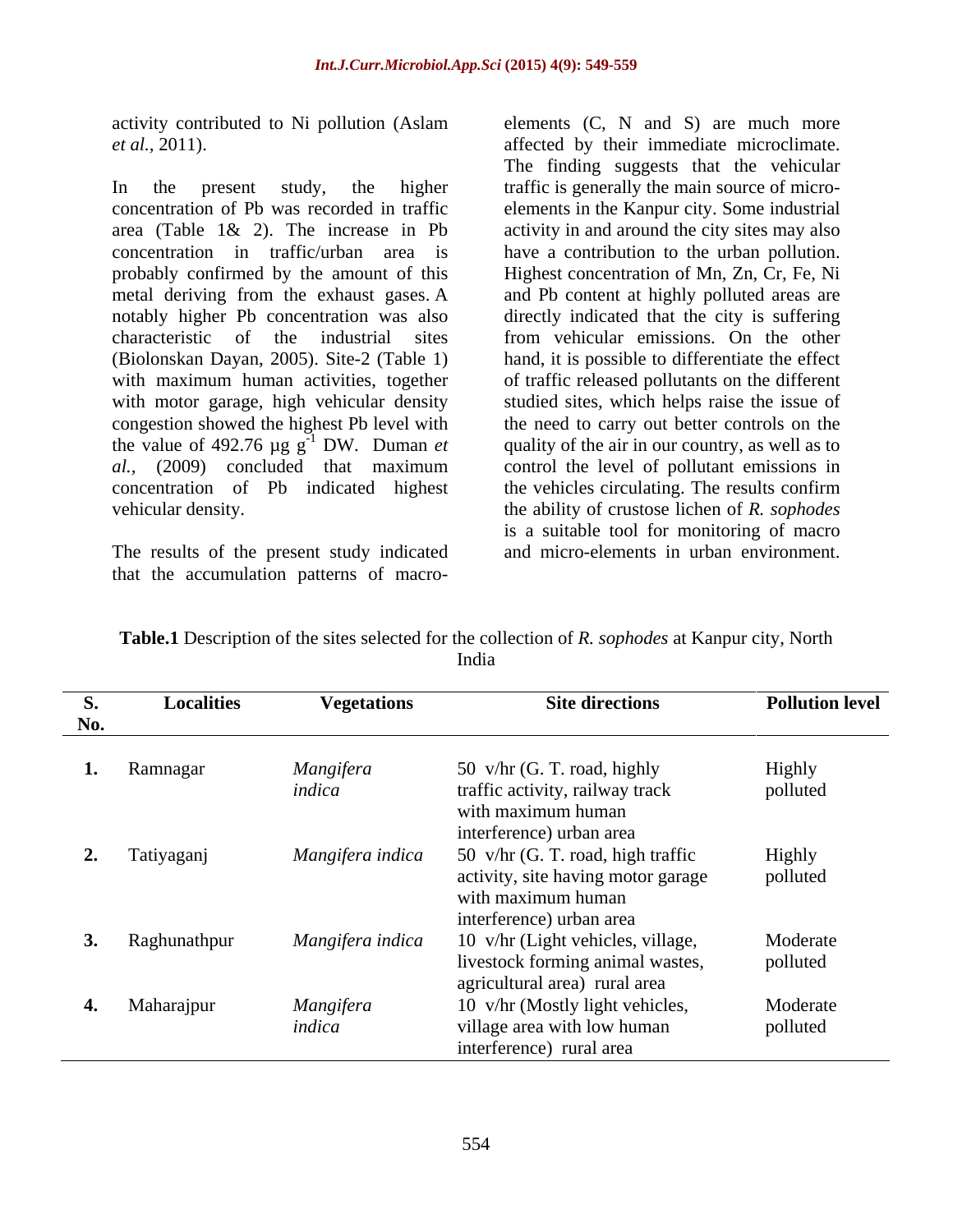activity contributed to Ni pollution (Aslam *et al.,* 2011).

In the present study, the higher concentration of Pb was recorded in traffic area (Table 1& 2). The increase in Pb concentration in traffic/urban area is probably confirmed by the amount of this metal deriving from the exhaust gases. A notably higher Pb concentration was also characteristic of the industrial sites (Biolonskan Dayan, 2005). Site-2 (Table 1) with maximum human activities, together with motor garage, high vehicular density congestion showed the highest Pb level with the value of 492.76 µg $g^{-1}$ DW. Duman *et al.,* (2009) concluded that maximum concentration of Pb indicated highest vehicular density.

The results of the present study indicated that the accumulation patterns of macro-elements (C, N and S) are much more affected by their immediate microclimate. The finding suggests that the vehicular traffic is generally the main source of micro-elements in the Kanpur city. Some industrial activity in and around the city sites may also have a contribution to the urban pollution. Highest concentration of Mn, Zn, Cr, Fe, Ni and Pb content at highly polluted areas are directly indicated that the city is suffering from vehicular emissions. On the other hand, it is possible to differentiate the effect of traffic released pollutants on the different studied sites, which helps raise the issue of the need to carry out better controls on the quality of the air in our country, as well as to control the level of pollutant emissions in the vehicles circulating. The results confirm the ability of crustose lichen of *R. sophodes* is a suitable tool for monitoring of macro and micro-elements in urban environment.

**Table.1** Description of the sites selected for the collection of *R. sophodes* at Kanpur city, North India

| S. No. | Localities | Vegetations | Site directions | Pollution level |
|---|---|---|---|---|
| **1.** | Ramnagar | *Mangifera indica* | 50 v/hr (G. T. road, highly traffic activity, railway track with maximum human interference) urban area | Highly polluted |
| **2.** | Tatiyaganj | *Mangifera indica* | 50 v/hr (G. T. road, high traffic activity, site having motor garage with maximum human interference) urban area | Highly polluted |
| **3.** | Raghunathpur | *Mangifera indica* | 10 v/hr (Light vehicles, village, livestock forming animal wastes, agricultural area) rural area | Moderate polluted |
| **4.** | Maharajpur | *Mangifera indica* | 10 v/hr (Mostly light vehicles, village area with low human interference) rural area | Moderate polluted |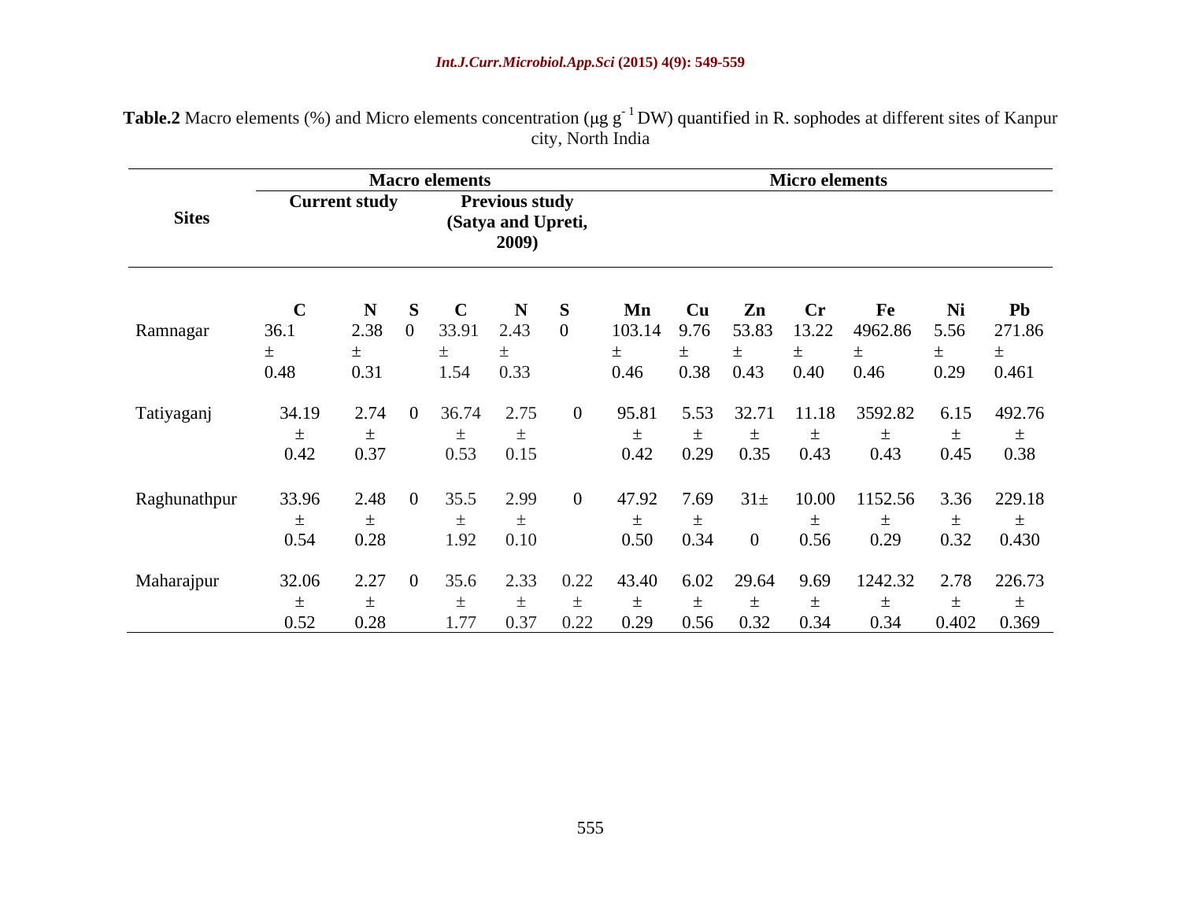**Table.2** Macro elements (%) and Micro elements concentration (μg $g^{-1}$ DW) quantified in R. sophodes at different sites of Kanpur city, North India

| Sites | Macro elements | | | | | | Micro elements | | | | | | |
|---|---|---|---|---|---|---|---|---|---|---|---|---|---|
| | Current study | | | Previous study (Satya and Upreti, 2009) | | | | | | | | | |
| | C | N | S | C | N | S | Mn | Cu | Zn | Cr | Fe | Ni | Pb |
| Ramnagar | 36.1 ± 0.48 | 2.38 ± 0.31 | 0 | 33.91 ± 1.54 | 2.43 ± 0.33 | 0 | 103.14 ± 0.46 | 9.76 ± 0.38 | 53.83 ± 0.43 | 13.22 ± 0.40 | 4962.86 ± 0.46 | 5.56 ± 0.29 | 271.86 ± 0.461 |
| Tatiyaganj | 34.19 ± 0.42 | 2.74 ± 0.37 | 0 | 36.74 ± 0.53 | 2.75 ± 0.15 | 0 | 95.81 ± 0.42 | 5.53 ± 0.29 | 32.71 ± 0.35 | 11.18 ± 0.43 | 3592.82 ± 0.43 | 6.15 ± 0.45 | 492.76 ± 0.38 |
| Raghunathpur | 33.96 ± 0.54 | 2.48 ± 0.28 | 0 | 35.5 ± 1.92 | 2.99 ± 0.10 | 0 | 47.92 ± 0.50 | 7.69 ± 0.34 | 31± 0 | 10.00 ± 0.56 | 1152.56 ± 0.29 | 3.36 ± 0.32 | 229.18 ± 0.430 |
| Maharajpur | 32.06 ± 0.52 | 2.27 ± 0.28 | 0 | 35.6 ± 1.77 | 2.33 ± 0.37 | 0.22 ± 0.22 | 43.40 ± 0.29 | 6.02 ± 0.56 | 29.64 ± 0.32 | 9.69 ± 0.34 | 1242.32 ± 0.34 | 2.78 ± 0.402 | 226.73 ± 0.369 |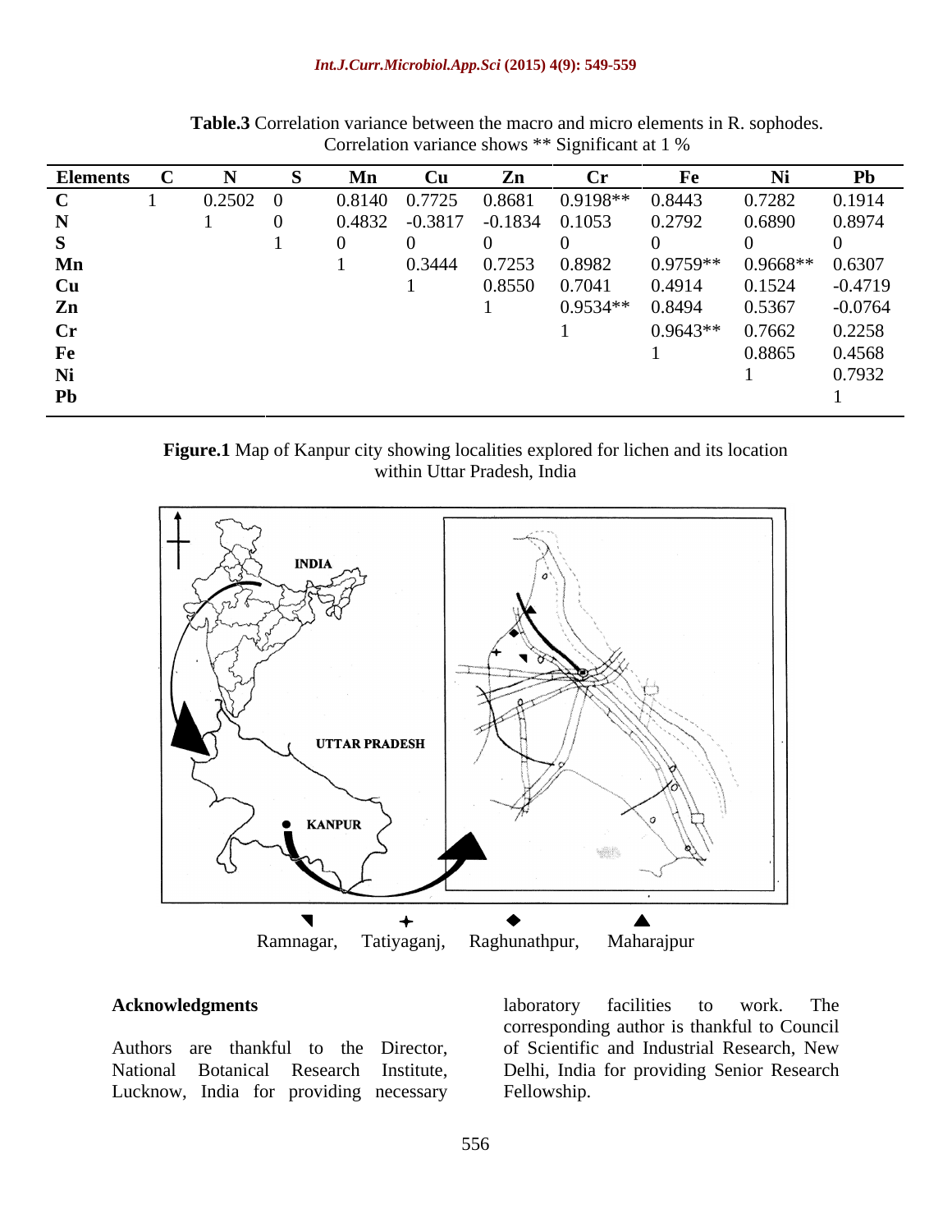**Table.3** Correlation variance between the macro and micro elements in R. sophodes. Correlation variance shows ** Significant at 1 %

| Elements | C | N | S | Mn | Cu | Zn | Cr | Fe | Ni | Pb |
|---|---|---|---|---|---|---|---|---|---|---|
| **C** | 1 | 0.2502 | 0 | 0.8140 | 0.7725 | 0.8681 | 0.9198** | 0.8443 | 0.7282 | 0.1914 |
| **N** | | 1 | 0 | 0.4832 | -0.3817 | -0.1834 | 0.1053 | 0.2792 | 0.6890 | 0.8974 |
| **S** | | | 1 | 0 | 0 | 0 | 0 | 0 | 0 | 0 |
| **Mn** | | | | 1 | 0.3444 | 0.7253 | 0.8982 | 0.9759** | 0.9668** | 0.6307 |
| **Cu** | | | | | 1 | 0.8550 | 0.7041 | 0.4914 | 0.1524 | -0.4719 |
| **Zn** | | | | | | 1 | 0.9534** | 0.8494 | 0.5367 | -0.0764 |
| **Cr** | | | | | | | 1 | 0.9643** | 0.7662 | 0.2258 |
| **Fe** | | | | | | | | 1 | 0.8865 | 0.4568 |
| **Ni** | | | | | | | | | 1 | 0.7932 |
| **Pb** | | | | | | | | | | 1 |

**Figure.1** Map of Kanpur city showing localities explored for lichen and its location within Uttar Pradesh, India

Ramnagar, Tatiyaganj, Raghunathpur, Maharajpur

## Acknowledgments

Authors are thankful to the Director, National Botanical Research Institute, Lucknow, India for providing necessary laboratory facilities to work. The corresponding author is thankful to Council of Scientific and Industrial Research, New Delhi, India for providing Senior Research Fellowship.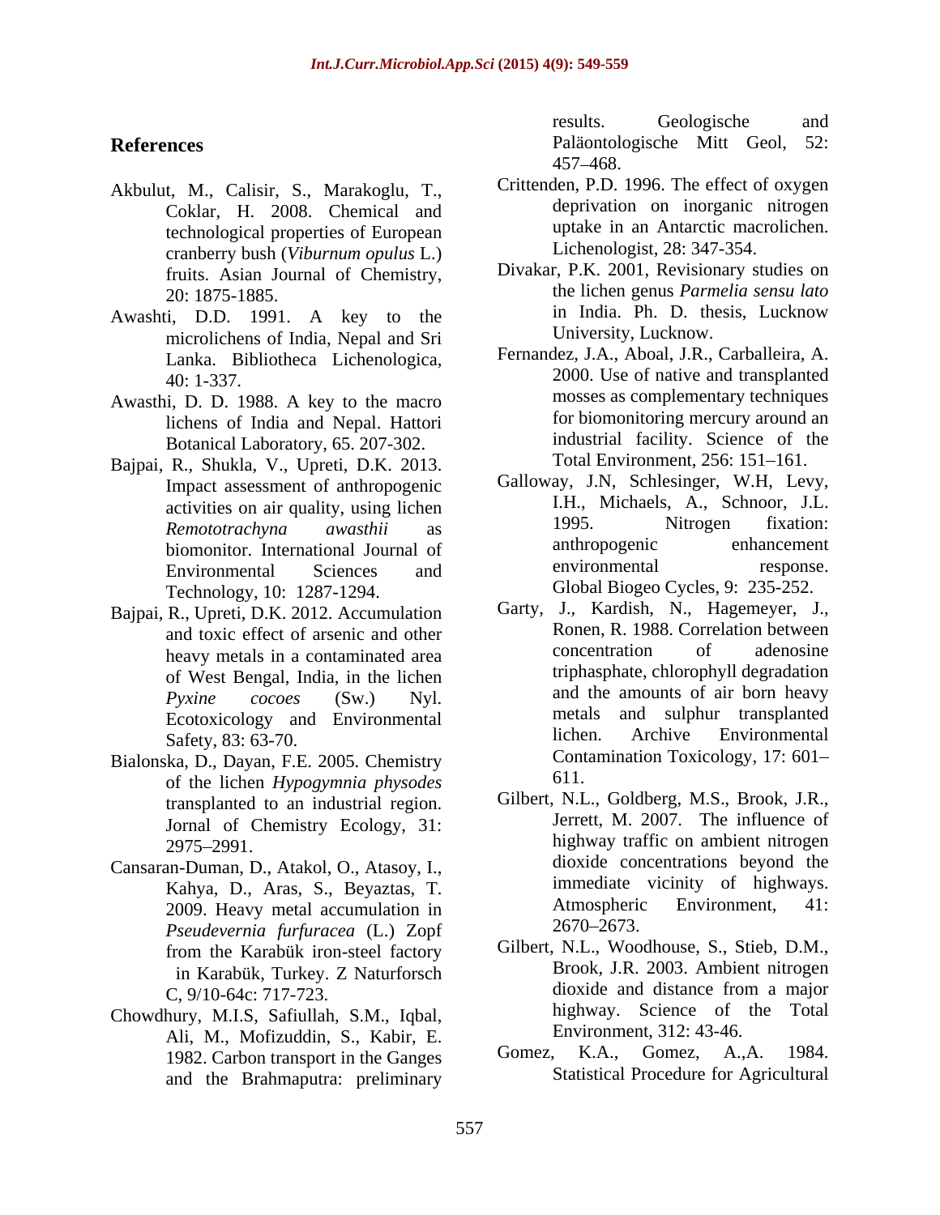## References

Akbulut, M., Calisir, S., Marakoglu, T., Coklar, H. 2008. Chemical and technological properties of European cranberry bush (*Viburnum opulus* L.) fruits. Asian Journal of Chemistry, 20: 1875-1885.

Awashti, D.D. 1991. A key to the microlichens of India, Nepal and Sri Lanka. Bibliotheca Lichenologica, 40: 1-337.

Awasthi, D. D. 1988. A key to the macro lichens of India and Nepal. Hattori Botanical Laboratory, 65. 207-302.

Bajpai, R., Shukla, V., Upreti, D.K. 2013. Impact assessment of anthropogenic activities on air quality, using lichen *Remototrachyna awasthii* as biomonitor. International Journal of Environmental Sciences and Technology, 10: 1287-1294.

Bajpai, R., Upreti, D.K. 2012. Accumulation and toxic effect of arsenic and other heavy metals in a contaminated area of West Bengal, India, in the lichen *Pyxine cocoes* (Sw.) Nyl. Ecotoxicology and Environmental Safety, 83: 63-70.

Bialonska, D., Dayan, F.E. 2005. Chemistry of the lichen *Hypogymnia physodes* transplanted to an industrial region. Jornal of Chemistry Ecology, 31: 2975–2991.

Cansaran-Duman, D., Atakol, O., Atasoy, I., Kahya, D., Aras, S., Beyaztas, T. 2009. Heavy metal accumulation in *Pseudevernia furfuracea* (L.) Zopf from the Karabük iron-steel factory in Karabük, Turkey. Z Naturforsch C, 9/10-64c: 717-723.

Chowdhury, M.I.S, Safiullah, S.M., Iqbal, Ali, M., Mofizuddin, S., Kabir, E. 1982. Carbon transport in the Ganges and the Brahmaputra: preliminary results. Geologische and Paläontologische Mitt Geol, 52: 457–468.

Crittenden, P.D. 1996. The effect of oxygen deprivation on inorganic nitrogen uptake in an Antarctic macrolichen. Lichenologist, 28: 347-354.

Divakar, P.K. 2001, Revisionary studies on the lichen genus *Parmelia sensu lato* in India. Ph. D. thesis, Lucknow University, Lucknow.

Fernandez, J.A., Aboal, J.R., Carballeira, A. 2000. Use of native and transplanted mosses as complementary techniques for biomonitoring mercury around an industrial facility. Science of the Total Environment, 256: 151–161.

Galloway, J.N, Schlesinger, W.H, Levy, I.H., Michaels, A., Schnoor, J.L. 1995. Nitrogen fixation: anthropogenic enhancement environmental response. Global Biogeo Cycles, 9: 235-252.

Garty, J., Kardish, N., Hagemeyer, J., Ronen, R. 1988. Correlation between concentration of adenosine triphasphate, chlorophyll degradation and the amounts of air born heavy metals and sulphur transplanted lichen. Archive Environmental Contamination Toxicology, 17: 601–611.

Gilbert, N.L., Goldberg, M.S., Brook, J.R., Jerrett, M. 2007. The influence of highway traffic on ambient nitrogen dioxide concentrations beyond the immediate vicinity of highways. Atmospheric Environment, 41: 2670–2673.

Gilbert, N.L., Woodhouse, S., Stieb, D.M., Brook, J.R. 2003. Ambient nitrogen dioxide and distance from a major highway. Science of the Total Environment, 312: 43-46.

Gomez, K.A., Gomez, A.,A. 1984. Statistical Procedure for Agricultural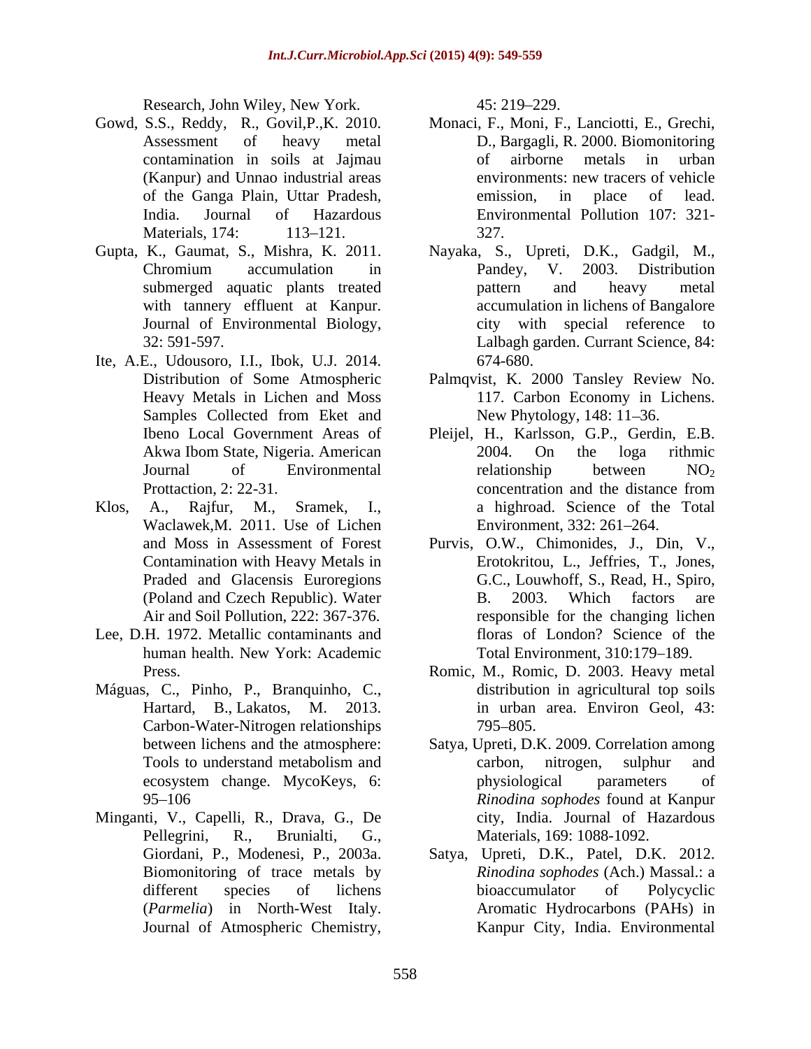Research, John Wiley, New York.

Gowd, S.S., Reddy, R., Govil,P.,K. 2010. Assessment of heavy metal contamination in soils at Jajmau (Kanpur) and Unnao industrial areas of the Ganga Plain, Uttar Pradesh, India. Journal of Hazardous Materials, 174: 113–121.

Gupta, K., Gaumat, S., Mishra, K. 2011. Chromium accumulation in submerged aquatic plants treated with tannery effluent at Kanpur. Journal of Environmental Biology, 32: 591-597.

Ite, A.E., Udousoro, I.I., Ibok, U.J. 2014. Distribution of Some Atmospheric Heavy Metals in Lichen and Moss Samples Collected from Eket and Ibeno Local Government Areas of Akwa Ibom State, Nigeria. American Journal of Environmental Prottaction, 2: 22-31.

Klos, A., Rajfur, M., Sramek, I., Waclawek,M. 2011. Use of Lichen and Moss in Assessment of Forest Contamination with Heavy Metals in Praded and Glacensis Euroregions (Poland and Czech Republic). Water Air and Soil Pollution, 222: 367-376.

Lee, D.H. 1972. Metallic contaminants and human health. New York: Academic Press.

Máguas, C., Pinho, P., Branquinho, C., Hartard, B., Lakatos, M. 2013. Carbon-Water-Nitrogen relationships between lichens and the atmosphere: Tools to understand metabolism and ecosystem change. MycoKeys, 6: 95–106

Minganti, V., Capelli, R., Drava, G., De Pellegrini, R., Brunialti, G., Giordani, P., Modenesi, P., 2003a. Biomonitoring of trace metals by different species of lichens (*Parmelia*) in North-West Italy. Journal of Atmospheric Chemistry, 45: 219–229.

Monaci, F., Moni, F., Lanciotti, E., Grechi, D., Bargagli, R. 2000. Biomonitoring of airborne metals in urban environments: new tracers of vehicle emission, in place of lead. Environmental Pollution 107: 321-327.

Nayaka, S., Upreti, D.K., Gadgil, M., Pandey, V. 2003. Distribution pattern and heavy metal accumulation in lichens of Bangalore city with special reference to Lalbagh garden. Currant Science, 84: 674-680.

Palmqvist, K. 2000 Tansley Review No. 117. Carbon Economy in Lichens. New Phytology, 148: 11–36.

Pleijel, H., Karlsson, G.P., Gerdin, E.B. 2004. On the loga rithmic relationship between $NO_2$ concentration and the distance from a highroad. Science of the Total Environment, 332: 261–264.

Purvis, O.W., Chimonides, J., Din, V., Erotokritou, L., Jeffries, T., Jones, G.C., Louwhoff, S., Read, H., Spiro, B. 2003. Which factors are responsible for the changing lichen floras of London? Science of the Total Environment, 310:179–189.

Romic, M., Romic, D. 2003. Heavy metal distribution in agricultural top soils in urban area. Environ Geol, 43: 795–805.

Satya, Upreti, D.K. 2009. Correlation among carbon, nitrogen, sulphur and physiological parameters of *Rinodina sophodes* found at Kanpur city, India. Journal of Hazardous Materials, 169: 1088-1092.

Satya, Upreti, D.K., Patel, D.K. 2012. *Rinodina sophodes* (Ach.) Massal.: a bioaccumulator of Polycyclic Aromatic Hydrocarbons (PAHs) in Kanpur City, India. Environmental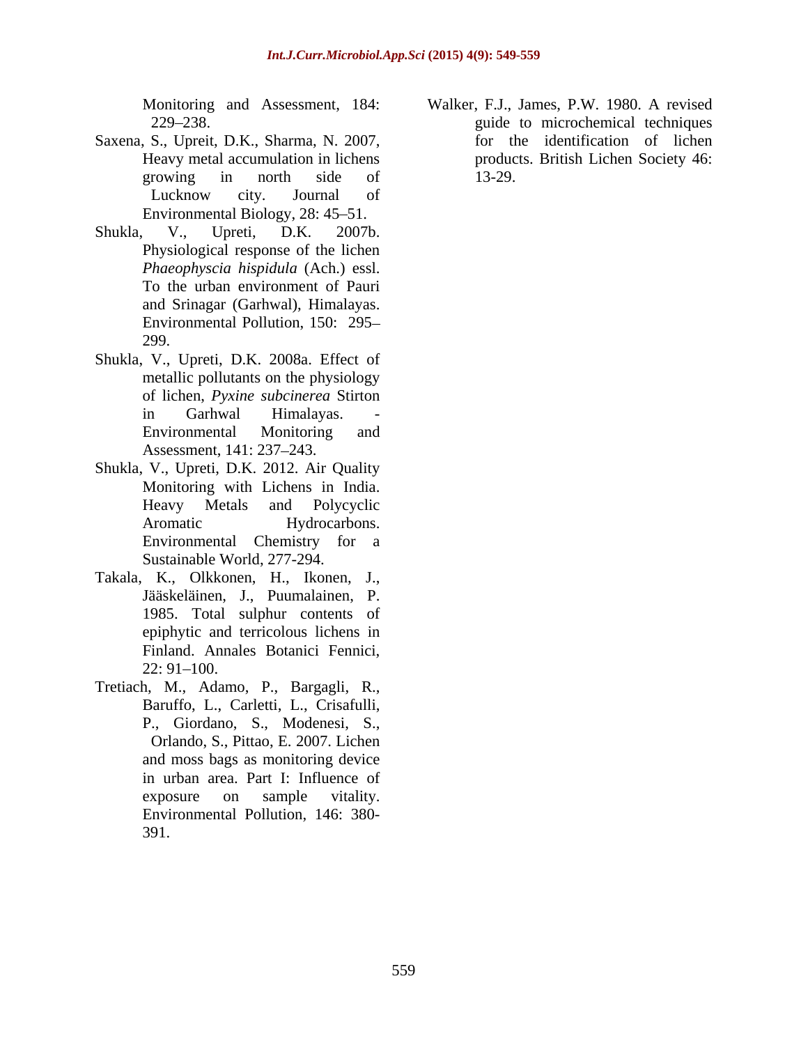Monitoring and Assessment, 184: 229–238.

Saxena, S., Upreit, D.K., Sharma, N. 2007, Heavy metal accumulation in lichens growing in north side of Lucknow city. Journal of Environmental Biology, 28: 45–51.

Shukla, V., Upreti, D.K. 2007b. Physiological response of the lichen *Phaeophyscia hispidula* (Ach.) essl. To the urban environment of Pauri and Srinagar (Garhwal), Himalayas. Environmental Pollution, 150: 295–299.

Shukla, V., Upreti, D.K. 2008a. Effect of metallic pollutants on the physiology of lichen, *Pyxine subcinerea* Stirton in Garhwal Himalayas. - Environmental Monitoring and Assessment, 141: 237–243.

Shukla, V., Upreti, D.K. 2012. Air Quality Monitoring with Lichens in India. Heavy Metals and Polycyclic Aromatic Hydrocarbons. Environmental Chemistry for a Sustainable World, 277-294.

Takala, K., Olkkonen, H., Ikonen, J., Jääskeläinen, J., Puumalainen, P. 1985. Total sulphur contents of epiphytic and terricolous lichens in Finland. Annales Botanici Fennici, 22: 91–100.

Tretiach, M., Adamo, P., Bargagli, R., Baruffo, L., Carletti, L., Crisafulli, P., Giordano, S., Modenesi, S., Orlando, S., Pittao, E. 2007. Lichen and moss bags as monitoring device in urban area. Part I: Influence of exposure on sample vitality. Environmental Pollution, 146: 380-391.

Walker, F.J., James, P.W. 1980. A revised guide to microchemical techniques for the identification of lichen products. British Lichen Society 46: 13-29.